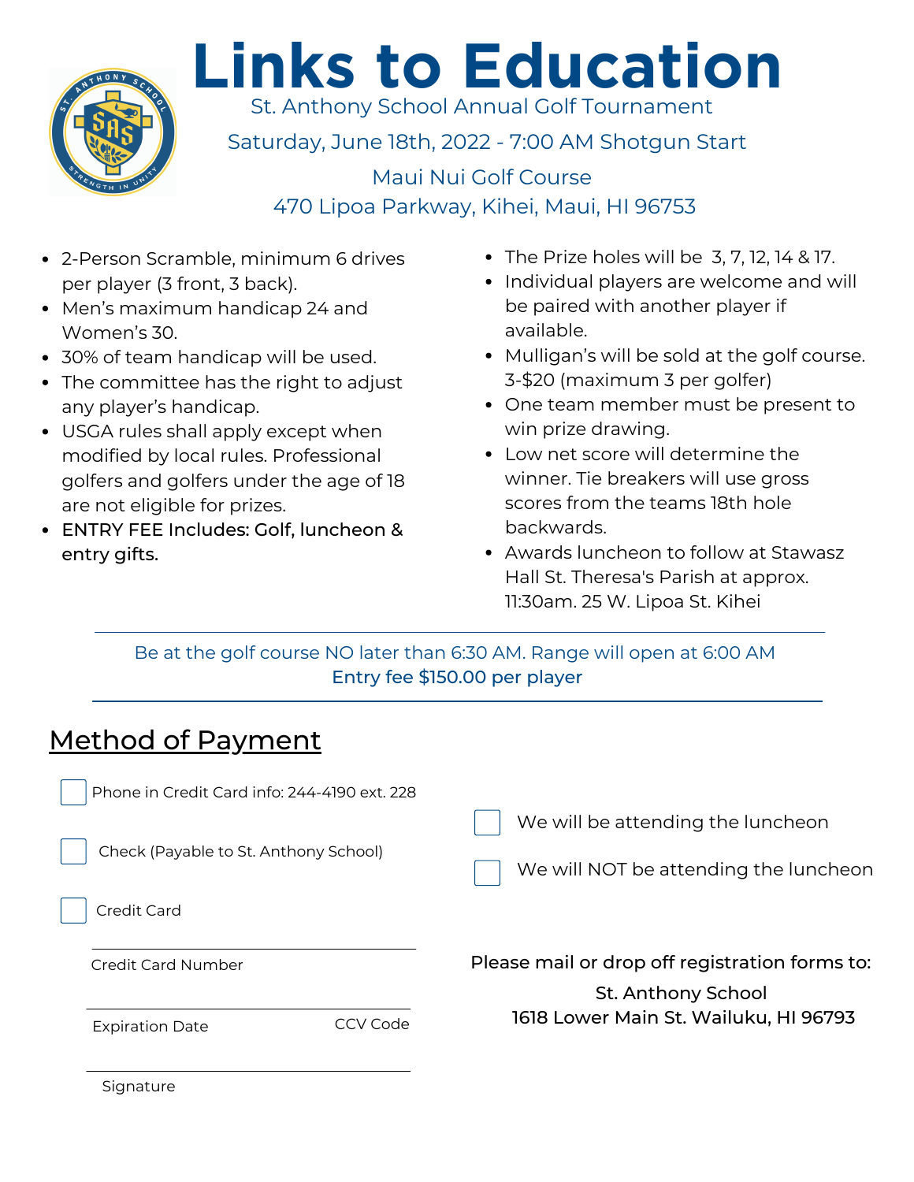# Links to Education

St. Anthony School Annual Golf Tournament

Saturday, June 18th, 2022 - 7:00 AM Shotgun Start

Maui Nui Golf Course

470 Lipoa Parkway, Kihei, Maui, HI 96753

- 2-Person Scramble, minimum 6 drives per player (3 front, 3 back).
- Men's maximum handicap 24 and Women's 30.
- 30% of team handicap will be used.
- The committee has the right to adjust any player's handicap.
- USGA rules shall apply except when modified by local rules. Professional golfers and golfers under the age of 18 are not eligible for prizes.
- **ENTRY FEE Includes: Golf, luncheon & entry gifts.**
- The Prize holes will be 3, 7, 12, 14 & 17.
- Individual players are welcome and will be paired with another player if available.
- Mulligan's will be sold at the golf course. 3-$20 (maximum 3 per golfer)
- One team member must be present to win prize drawing.
- Low net score will determine the winner. Tie breakers will use gross scores from the teams 18th hole backwards.
- Awards luncheon to follow at Stawasz Hall St. Theresa's Parish at approx. 11:30am. 25 W. Lipoa St. Kihei

---

Be at the golf course NO later than 6:30 AM. Range will open at 6:00 AM

**Entry fee $150.00 per player**

---

## Method of Payment

☐ Phone in Credit Card info: 244-4190 ext. 228

☐ Check (Payable to St. Anthony School)

☐ Credit Card

Credit Card Number

Expiration Date CCV Code

Signature

☐ We will be attending the luncheon

☐ We will NOT be attending the luncheon

**Please mail or drop off registration forms to:**

St. Anthony School
1618 Lower Main St. Wailuku, HI 96793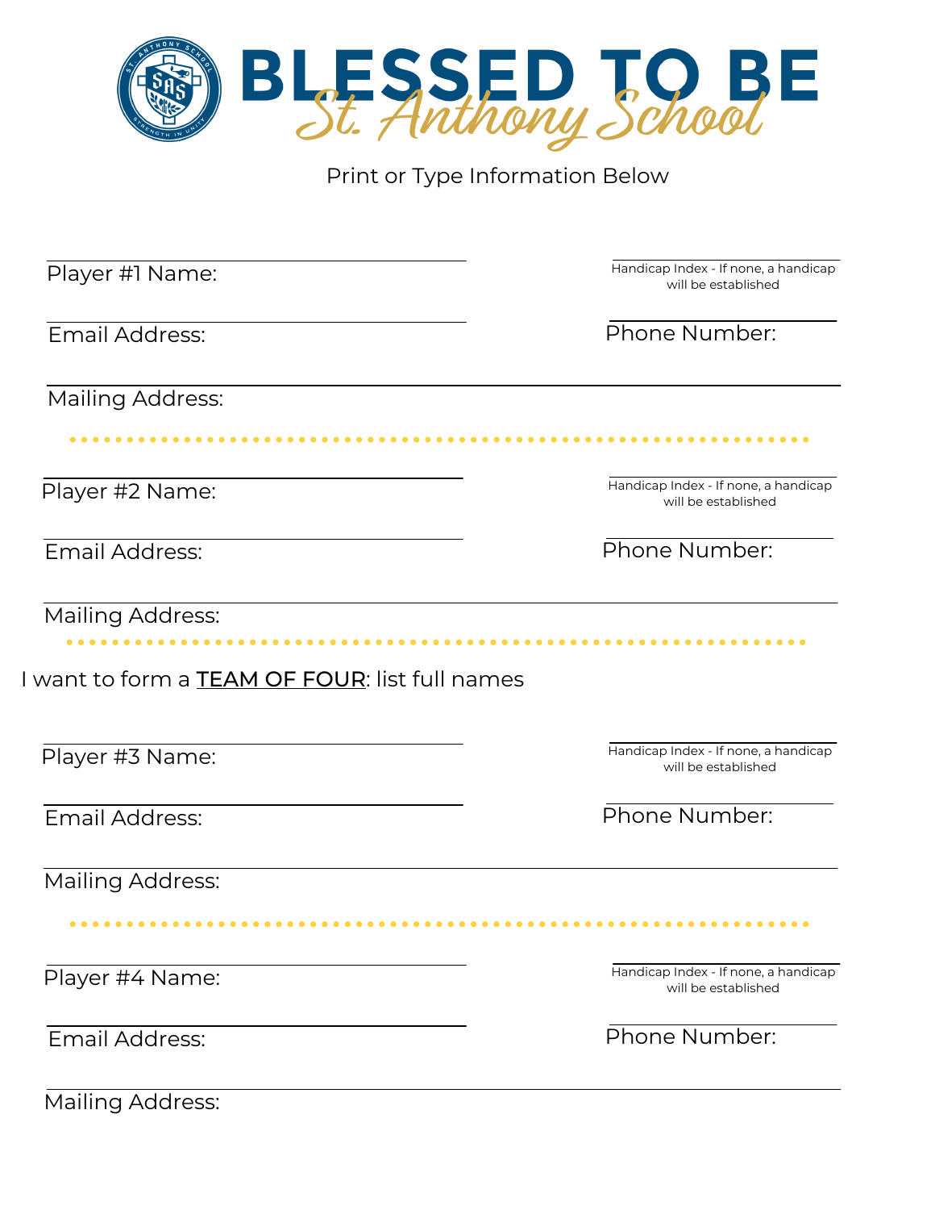# BLESSED TO BE *St. Anthony School*

Print or Type Information Below

Player #1 Name: ______________________  Handicap Index - If none, a handicap will be established

Email Address: ______________________  Phone Number: ______________________

Mailing Address: ______________________

Player #2 Name: ______________________  Handicap Index - If none, a handicap will be established

Email Address: ______________________  Phone Number: ______________________

Mailing Address: ______________________

I want to form a <u>TEAM OF FOUR</u>: list full names

Player #3 Name: ______________________  Handicap Index - If none, a handicap will be established

Email Address: ______________________  Phone Number: ______________________

Mailing Address: ______________________

Player #4 Name: ______________________  Handicap Index - If none, a handicap will be established

Email Address: ______________________  Phone Number: ______________________

Mailing Address: ______________________